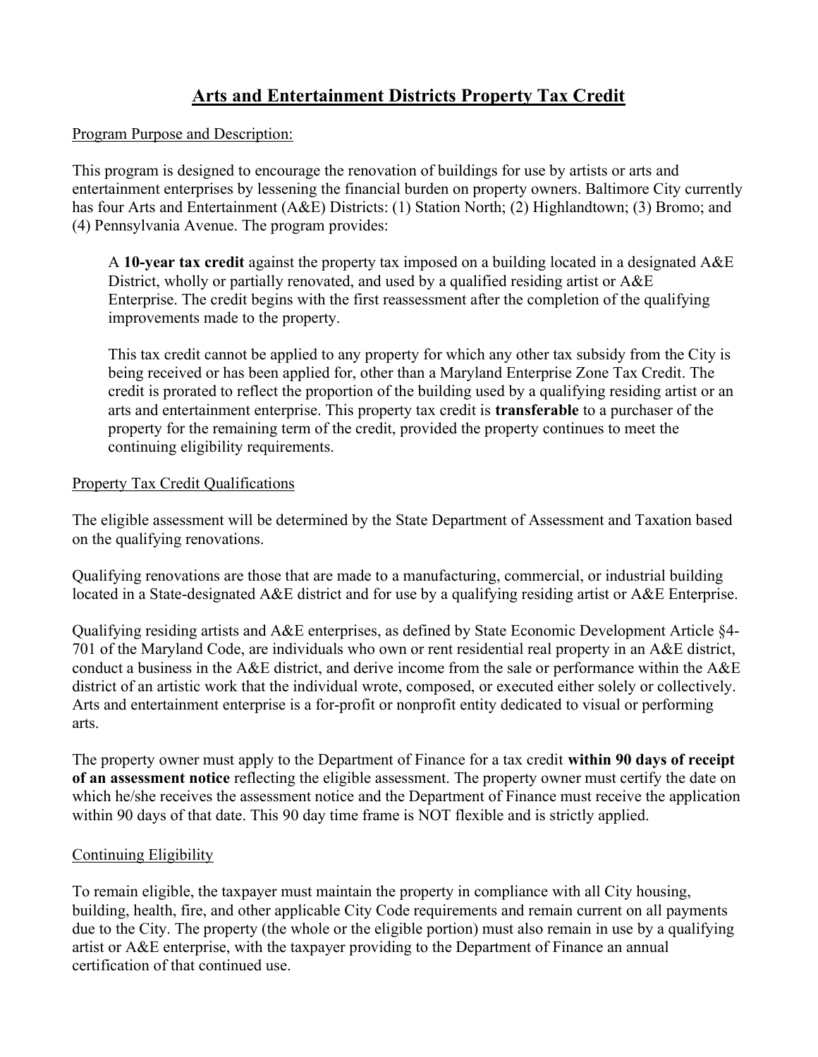# Arts and Entertainment Districts Property Tax Credit

Program Purpose and Description:

This program is designed to encourage the renovation of buildings for use by artists or arts and entertainment enterprises by lessening the financial burden on property owners. Baltimore City currently has four Arts and Entertainment (A&E) Districts: (1) Station North; (2) Highlandtown; (3) Bromo; and (4) Pennsylvania Avenue. The program provides:

> A **10-year tax credit** against the property tax imposed on a building located in a designated A&E District, wholly or partially renovated, and used by a qualified residing artist or A&E Enterprise. The credit begins with the first reassessment after the completion of the qualifying improvements made to the property.
>
> This tax credit cannot be applied to any property for which any other tax subsidy from the City is being received or has been applied for, other than a Maryland Enterprise Zone Tax Credit. The credit is prorated to reflect the proportion of the building used by a qualifying residing artist or an arts and entertainment enterprise. This property tax credit is **transferable** to a purchaser of the property for the remaining term of the credit, provided the property continues to meet the continuing eligibility requirements.

Property Tax Credit Qualifications

The eligible assessment will be determined by the State Department of Assessment and Taxation based on the qualifying renovations.

Qualifying renovations are those that are made to a manufacturing, commercial, or industrial building located in a State-designated A&E district and for use by a qualifying residing artist or A&E Enterprise.

Qualifying residing artists and A&E enterprises, as defined by State Economic Development Article §4-701 of the Maryland Code, are individuals who own or rent residential real property in an A&E district, conduct a business in the A&E district, and derive income from the sale or performance within the A&E district of an artistic work that the individual wrote, composed, or executed either solely or collectively. Arts and entertainment enterprise is a for-profit or nonprofit entity dedicated to visual or performing arts.

The property owner must apply to the Department of Finance for a tax credit **within 90 days of receipt of an assessment notice** reflecting the eligible assessment. The property owner must certify the date on which he/she receives the assessment notice and the Department of Finance must receive the application within 90 days of that date. This 90 day time frame is NOT flexible and is strictly applied.

Continuing Eligibility

To remain eligible, the taxpayer must maintain the property in compliance with all City housing, building, health, fire, and other applicable City Code requirements and remain current on all payments due to the City. The property (the whole or the eligible portion) must also remain in use by a qualifying artist or A&E enterprise, with the taxpayer providing to the Department of Finance an annual certification of that continued use.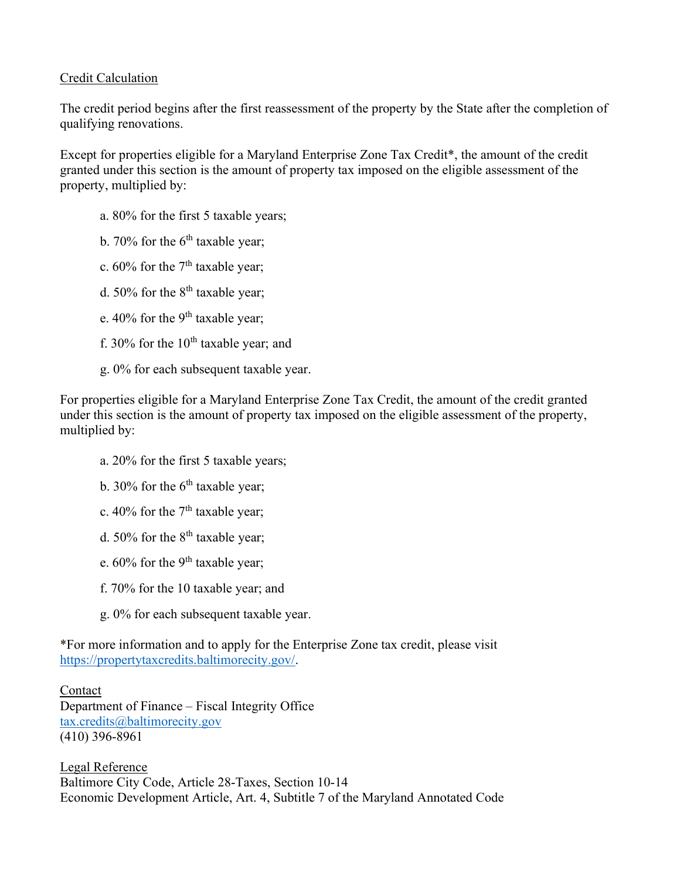<u>Credit Calculation</u>

The credit period begins after the first reassessment of the property by the State after the completion of qualifying renovations.

Except for properties eligible for a Maryland Enterprise Zone Tax Credit*, the amount of the credit granted under this section is the amount of property tax imposed on the eligible assessment of the property, multiplied by:

a. 80% for the first 5 taxable years;

b. 70% for the 6th taxable year;

c. 60% for the 7th taxable year;

d. 50% for the 8th taxable year;

e. 40% for the 9th taxable year;

f. 30% for the 10th taxable year; and

g. 0% for each subsequent taxable year.

For properties eligible for a Maryland Enterprise Zone Tax Credit, the amount of the credit granted under this section is the amount of property tax imposed on the eligible assessment of the property, multiplied by:

a. 20% for the first 5 taxable years;

b. 30% for the 6th taxable year;

c. 40% for the 7th taxable year;

d. 50% for the 8th taxable year;

e. 60% for the 9th taxable year;

f. 70% for the 10 taxable year; and

g. 0% for each subsequent taxable year.

*For more information and to apply for the Enterprise Zone tax credit, please visit https://propertytaxcredits.baltimorecity.gov/.

<u>Contact</u>
Department of Finance – Fiscal Integrity Office
tax.credits@baltimorecity.gov
(410) 396-8961

<u>Legal Reference</u>
Baltimore City Code, Article 28-Taxes, Section 10-14
Economic Development Article, Art. 4, Subtitle 7 of the Maryland Annotated Code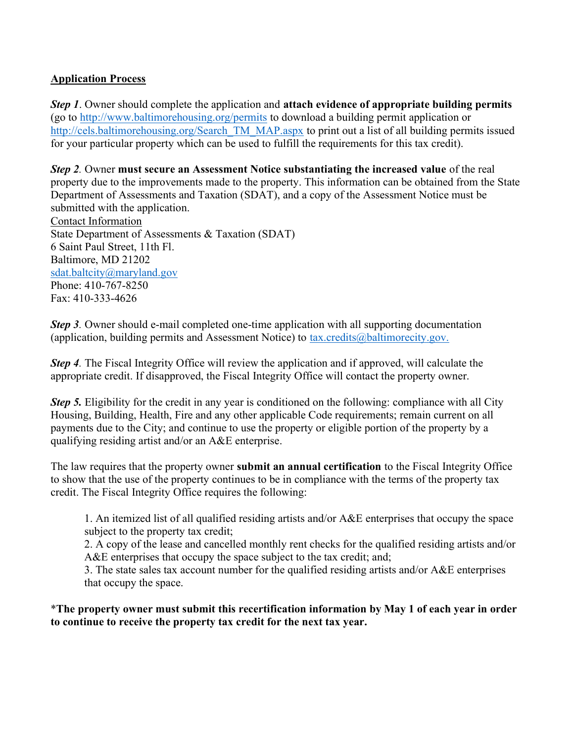<u>**Application Process**</u>

***Step 1***. Owner should complete the application and **attach evidence of appropriate building permits** (go to http://www.baltimorehousing.org/permits to download a building permit application or http://cels.baltimorehousing.org/Search_TM_MAP.aspx to print out a list of all building permits issued for your particular property which can be used to fulfill the requirements for this tax credit).

***Step 2***. Owner **must secure an Assessment Notice substantiating the increased value** of the real property due to the improvements made to the property. This information can be obtained from the State Department of Assessments and Taxation (SDAT), and a copy of the Assessment Notice must be submitted with the application.

<u>Contact Information</u>
State Department of Assessments & Taxation (SDAT)
6 Saint Paul Street, 11th Fl.
Baltimore, MD 21202
sdat.baltcity@maryland.gov
Phone: 410-767-8250
Fax: 410-333-4626

***Step 3***. Owner should e-mail completed one-time application with all supporting documentation (application, building permits and Assessment Notice) to tax.credits@baltimorecity.gov.

***Step 4***. The Fiscal Integrity Office will review the application and if approved, will calculate the appropriate credit. If disapproved, the Fiscal Integrity Office will contact the property owner.

***Step 5.*** Eligibility for the credit in any year is conditioned on the following: compliance with all City Housing, Building, Health, Fire and any other applicable Code requirements; remain current on all payments due to the City; and continue to use the property or eligible portion of the property by a qualifying residing artist and/or an A&E enterprise.

The law requires that the property owner **submit an annual certification** to the Fiscal Integrity Office to show that the use of the property continues to be in compliance with the terms of the property tax credit. The Fiscal Integrity Office requires the following:

1. An itemized list of all qualified residing artists and/or A&E enterprises that occupy the space subject to the property tax credit;
2. A copy of the lease and cancelled monthly rent checks for the qualified residing artists and/or A&E enterprises that occupy the space subject to the tax credit; and;
3. The state sales tax account number for the qualified residing artists and/or A&E enterprises that occupy the space.

***The property owner must submit this recertification information by May 1 of each year in order to continue to receive the property tax credit for the next tax year.**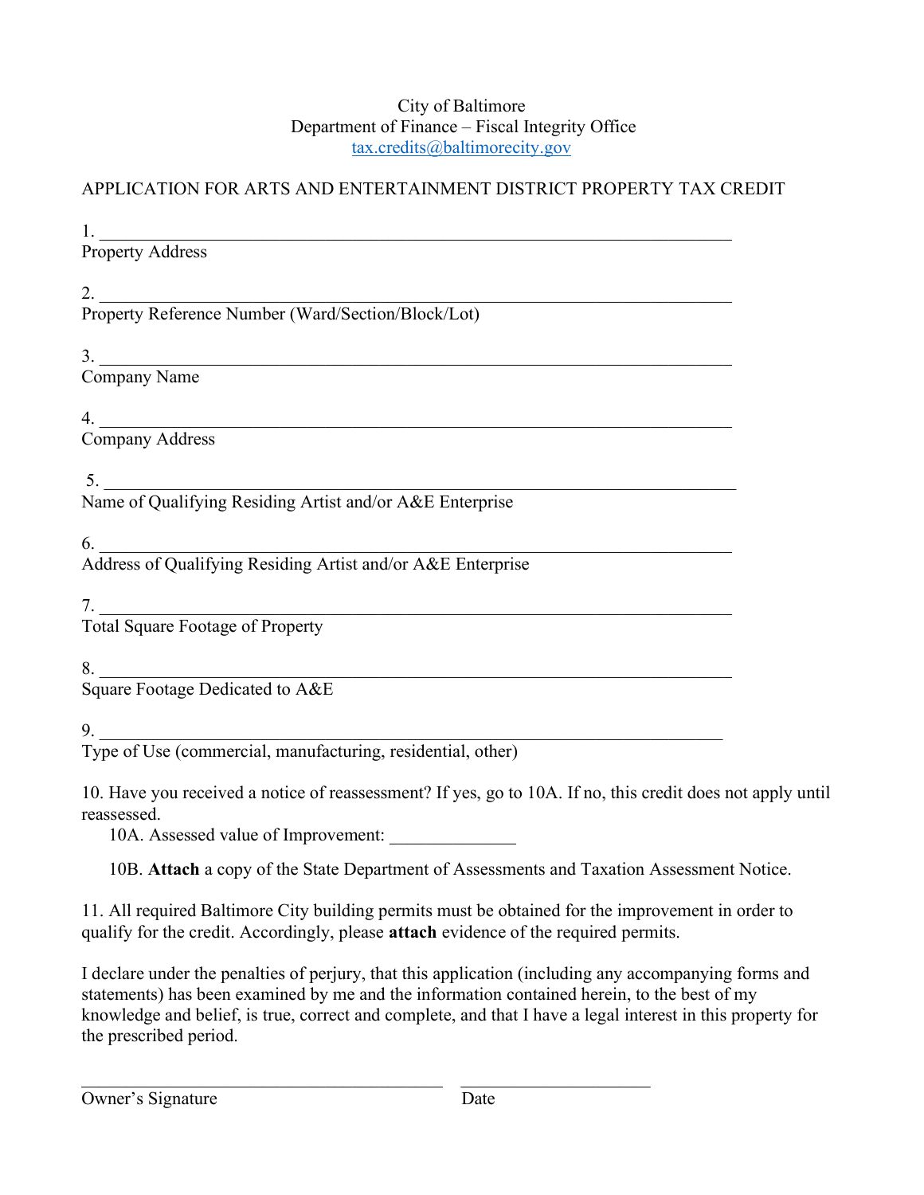City of Baltimore
Department of Finance – Fiscal Integrity Office
tax.credits@baltimorecity.gov

APPLICATION FOR ARTS AND ENTERTAINMENT DISTRICT PROPERTY TAX CREDIT

1. ______________________________________________________________________
Property Address

2. ______________________________________________________________________
Property Reference Number (Ward/Section/Block/Lot)

3. ______________________________________________________________________
Company Name

4. ______________________________________________________________________
Company Address

5. ______________________________________________________________________
Name of Qualifying Residing Artist and/or A&E Enterprise

6. ______________________________________________________________________
Address of Qualifying Residing Artist and/or A&E Enterprise

7. ______________________________________________________________________
Total Square Footage of Property

8. ______________________________________________________________________
Square Footage Dedicated to A&E

9. ______________________________________________________________________
Type of Use (commercial, manufacturing, residential, other)

10. Have you received a notice of reassessment? If yes, go to 10A. If no, this credit does not apply until reassessed.

  10A. Assessed value of Improvement: ______________

  10B. **Attach** a copy of the State Department of Assessments and Taxation Assessment Notice.

11. All required Baltimore City building permits must be obtained for the improvement in order to qualify for the credit. Accordingly, please **attach** evidence of the required permits.

I declare under the penalties of perjury, that this application (including any accompanying forms and statements) has been examined by me and the information contained herein, to the best of my knowledge and belief, is true, correct and complete, and that I have a legal interest in this property for the prescribed period.

________________________________________ ______________________
Owner's Signature Date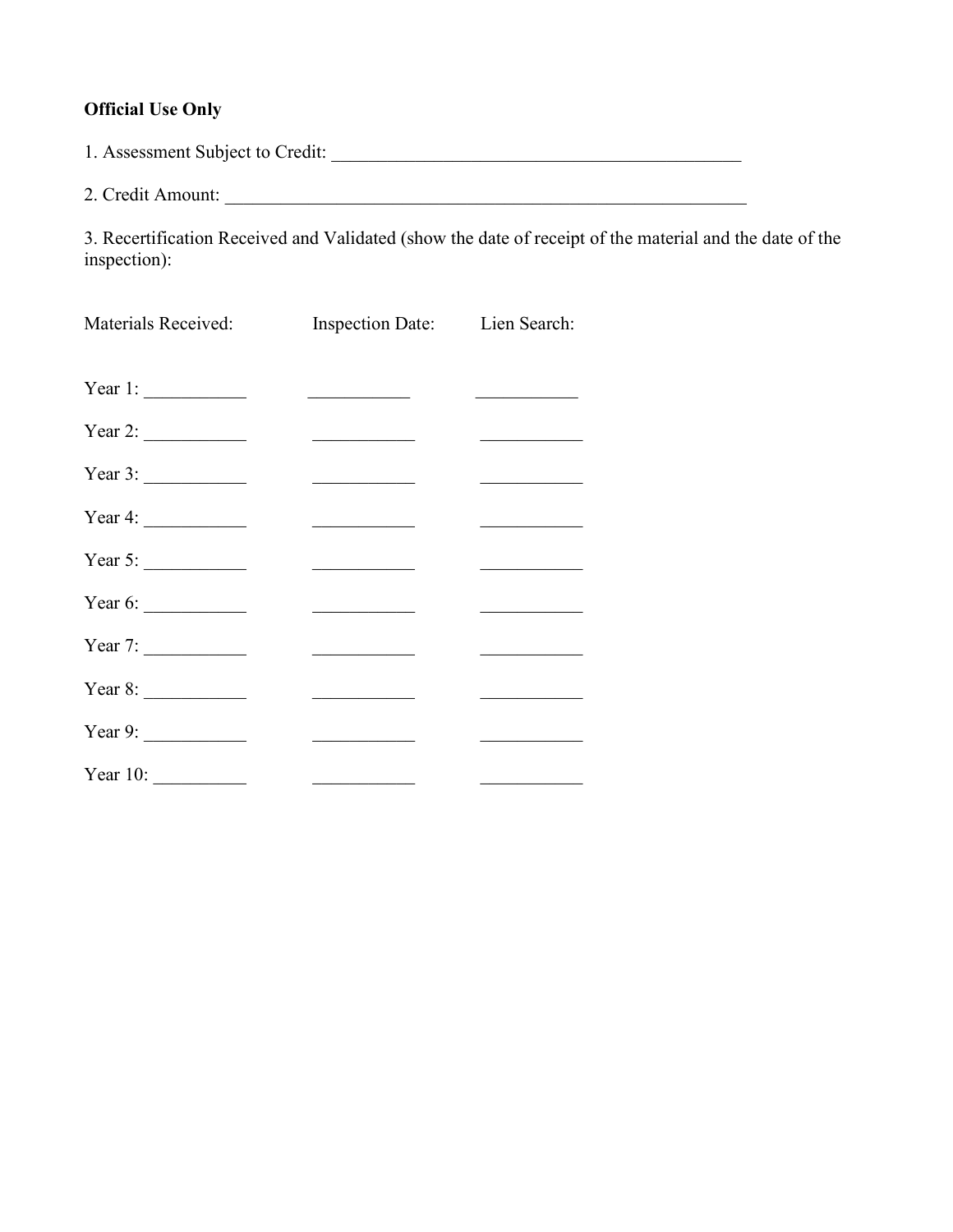**Official Use Only**

1. Assessment Subject to Credit: ____________________________________________

2. Credit Amount: ________________________________________________________

3. Recertification Received and Validated (show the date of receipt of the material and the date of the inspection):

| | Materials Received: | Inspection Date: | Lien Search: |
|---|---|---|---|
| Year 1: | ___________ | ___________ | ___________ |
| Year 2: | ___________ | ___________ | ___________ |
| Year 3: | ___________ | ___________ | ___________ |
| Year 4: | ___________ | ___________ | ___________ |
| Year 5: | ___________ | ___________ | ___________ |
| Year 6: | ___________ | ___________ | ___________ |
| Year 7: | ___________ | ___________ | ___________ |
| Year 8: | ___________ | ___________ | ___________ |
| Year 9: | ___________ | ___________ | ___________ |
| Year 10: | __________ | ___________ | ___________ |